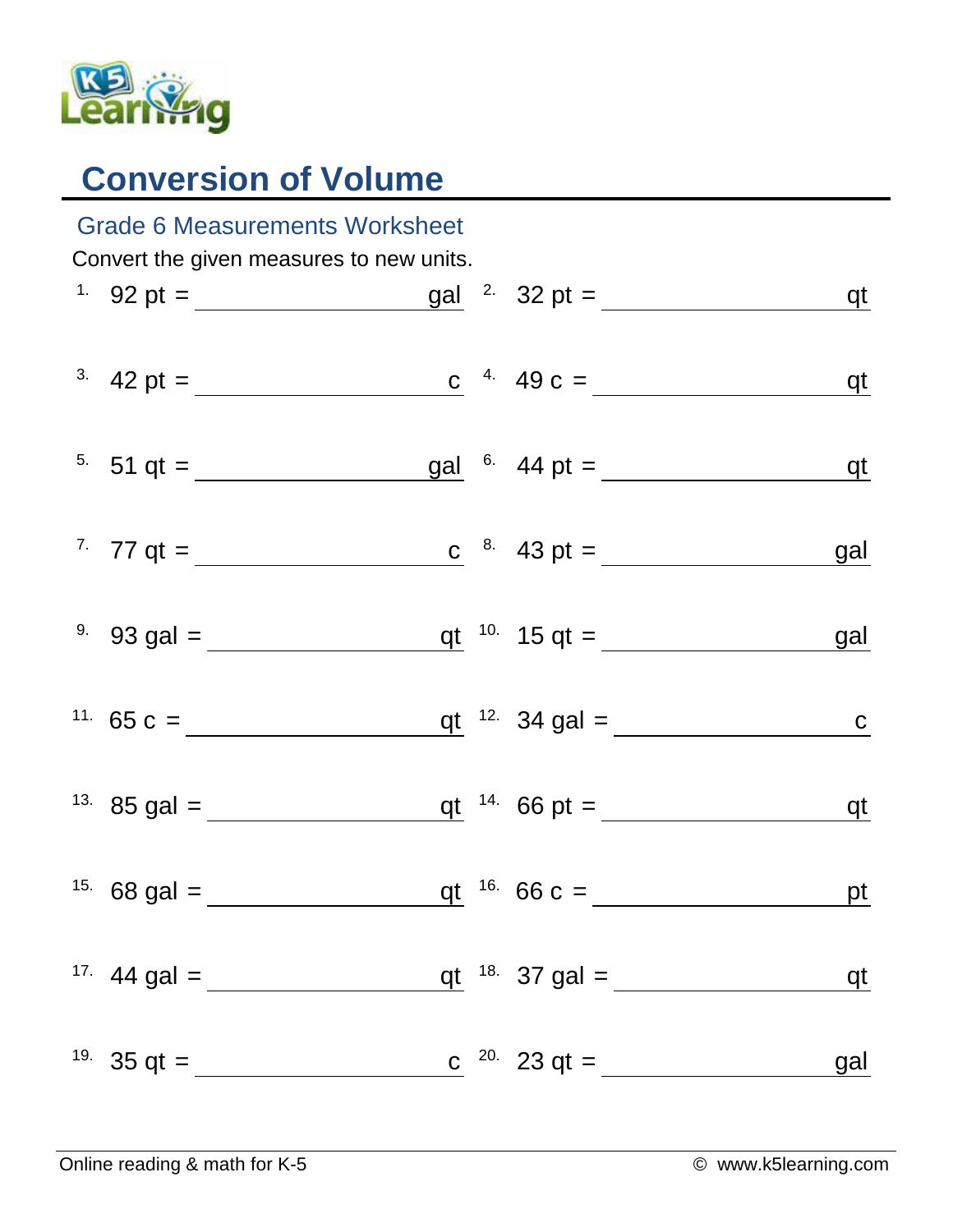# Conversion of Volume

## Grade 6 Measurements Worksheet

Convert the given measures to new units.

1. 92 pt = ______________ gal
2. 32 pt = ______________ qt
3. 42 pt = ______________ c
4. 49 c = ______________ qt
5. 51 qt = ______________ gal
6. 44 pt = ______________ qt
7. 77 qt = ______________ c
8. 43 pt = ______________ gal
9. 93 gal = ______________ qt
10. 15 qt = ______________ gal
11. 65 c = ______________ qt
12. 34 gal = ______________ c
13. 85 gal = ______________ qt
14. 66 pt = ______________ qt
15. 68 gal = ______________ qt
16. 66 c = ______________ pt
17. 44 gal = ______________ qt
18. 37 gal = ______________ qt
19. 35 qt = ______________ c
20. 23 qt = ______________ gal

Online reading & math for K-5 © www.k5learning.com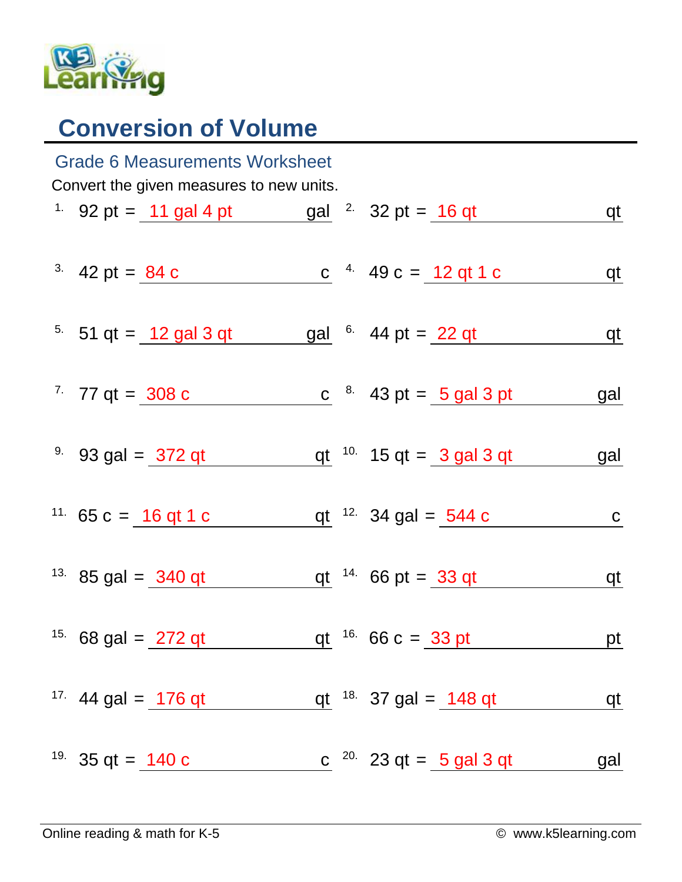# Conversion of Volume

## Grade 6 Measurements Worksheet

Convert the given measures to new units.

1. 92 pt = 11 gal 4 pt gal
2. 32 pt = 16 qt qt
3. 42 pt = 84 c c
4. 49 c = 12 qt 1 c qt
5. 51 qt = 12 gal 3 qt gal
6. 44 pt = 22 qt qt
7. 77 qt = 308 c c
8. 43 pt = 5 gal 3 pt gal
9. 93 gal = 372 qt qt
10. 15 qt = 3 gal 3 qt gal
11. 65 c = 16 qt 1 c qt
12. 34 gal = 544 c c
13. 85 gal = 340 qt qt
14. 66 pt = 33 qt qt
15. 68 gal = 272 qt qt
16. 66 c = 33 pt pt
17. 44 gal = 176 qt qt
18. 37 gal = 148 qt qt
19. 35 qt = 140 c c
20. 23 qt = 5 gal 3 qt gal

Online reading & math for K-5 © www.k5learning.com